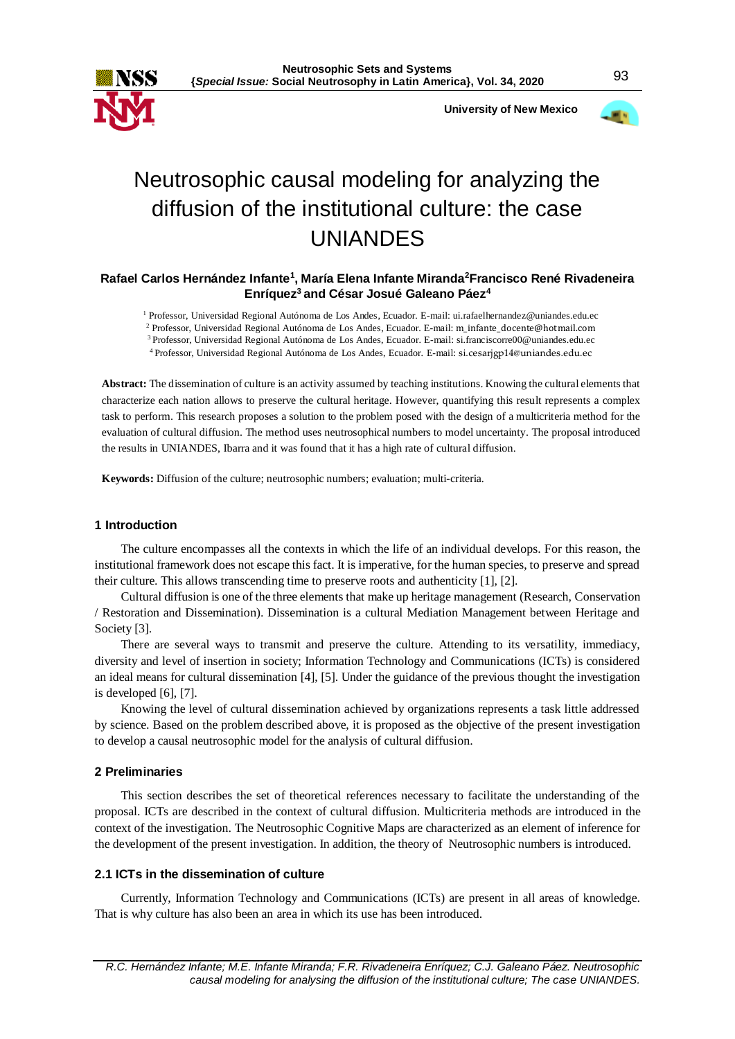# Neutrosophic causal modeling for analyzing the diffusion of the institutional culture: the case UNIANDES

**Rafael Carlos Hernández Infante[1], María Elena Infante Miranda[2]Francisco René Rivadeneira Enríquez[3] and César Josué Galeano Páez[4]**

[1] Professor, Universidad Regional Autónoma de Los Andes, Ecuador. E-mail: ui.rafaelhernandez@uniandes.edu.ec
[2] Professor, Universidad Regional Autónoma de Los Andes, Ecuador. E-mail: m_infante_docente@hotmail.com
[3] Professor, Universidad Regional Autónoma de Los Andes, Ecuador. E-mail: si.franciscorre00@uniandes.edu.ec
[4] Professor, Universidad Regional Autónoma de Los Andes, Ecuador. E-mail: si.cesarjgp14@uniandes.edu.ec

**Abstract:** The dissemination of culture is an activity assumed by teaching institutions. Knowing the cultural elements that characterize each nation allows to preserve the cultural heritage. However, quantifying this result represents a complex task to perform. This research proposes a solution to the problem posed with the design of a multicriteria method for the evaluation of cultural diffusion. The method uses neutrosophical numbers to model uncertainty. The proposal introduced the results in UNIANDES, Ibarra and it was found that it has a high rate of cultural diffusion.

**Keywords:** Diffusion of the culture; neutrosophic numbers; evaluation; multi-criteria.

## 1 Introduction

The culture encompasses all the contexts in which the life of an individual develops. For this reason, the institutional framework does not escape this fact. It is imperative, for the human species, to preserve and spread their culture. This allows transcending time to preserve roots and authenticity [1], [2].

Cultural diffusion is one of the three elements that make up heritage management (Research, Conservation / Restoration and Dissemination). Dissemination is a cultural Mediation Management between Heritage and Society [3].

There are several ways to transmit and preserve the culture. Attending to its versatility, immediacy, diversity and level of insertion in society; Information Technology and Communications (ICTs) is considered an ideal means for cultural dissemination [4], [5]. Under the guidance of the previous thought the investigation is developed [6], [7].

Knowing the level of cultural dissemination achieved by organizations represents a task little addressed by science. Based on the problem described above, it is proposed as the objective of the present investigation to develop a causal neutrosophic model for the analysis of cultural diffusion.

## 2 Preliminaries

This section describes the set of theoretical references necessary to facilitate the understanding of the proposal. ICTs are described in the context of cultural diffusion. Multicriteria methods are introduced in the context of the investigation. The Neutrosophic Cognitive Maps are characterized as an element of inference for the development of the present investigation. In addition, the theory of Neutrosophic numbers is introduced.

### 2.1 ICTs in the dissemination of culture

Currently, Information Technology and Communications (ICTs) are present in all areas of knowledge. That is why culture has also been an area in which its use has been introduced.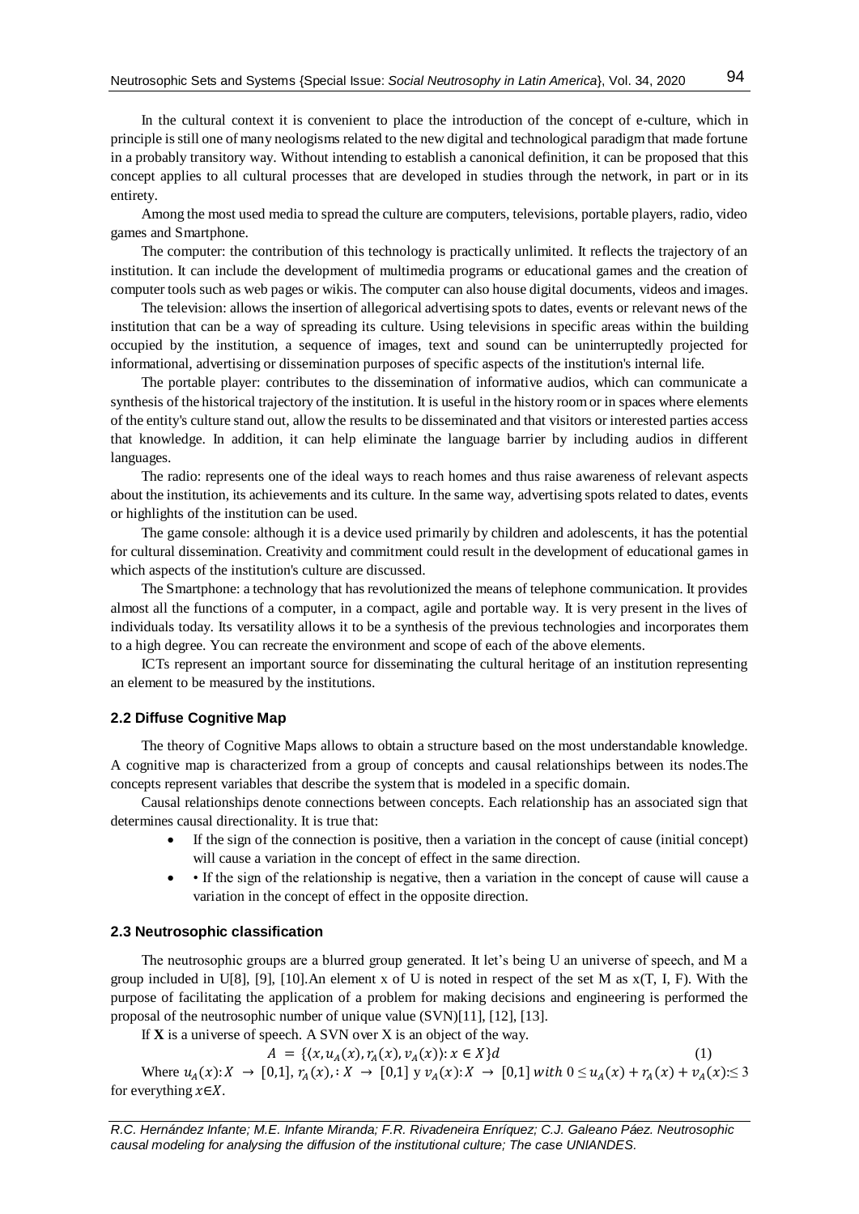In the cultural context it is convenient to place the introduction of the concept of e-culture, which in principle is still one of many neologisms related to the new digital and technological paradigm that made fortune in a probably transitory way. Without intending to establish a canonical definition, it can be proposed that this concept applies to all cultural processes that are developed in studies through the network, in part or in its entirety.

Among the most used media to spread the culture are computers, televisions, portable players, radio, video games and Smartphone.

The computer: the contribution of this technology is practically unlimited. It reflects the trajectory of an institution. It can include the development of multimedia programs or educational games and the creation of computer tools such as web pages or wikis. The computer can also house digital documents, videos and images.

The television: allows the insertion of allegorical advertising spots to dates, events or relevant news of the institution that can be a way of spreading its culture. Using televisions in specific areas within the building occupied by the institution, a sequence of images, text and sound can be uninterruptedly projected for informational, advertising or dissemination purposes of specific aspects of the institution's internal life.

The portable player: contributes to the dissemination of informative audios, which can communicate a synthesis of the historical trajectory of the institution. It is useful in the history room or in spaces where elements of the entity's culture stand out, allow the results to be disseminated and that visitors or interested parties access that knowledge. In addition, it can help eliminate the language barrier by including audios in different languages.

The radio: represents one of the ideal ways to reach homes and thus raise awareness of relevant aspects about the institution, its achievements and its culture. In the same way, advertising spots related to dates, events or highlights of the institution can be used.

The game console: although it is a device used primarily by children and adolescents, it has the potential for cultural dissemination. Creativity and commitment could result in the development of educational games in which aspects of the institution's culture are discussed.

The Smartphone: a technology that has revolutionized the means of telephone communication. It provides almost all the functions of a computer, in a compact, agile and portable way. It is very present in the lives of individuals today. Its versatility allows it to be a synthesis of the previous technologies and incorporates them to a high degree. You can recreate the environment and scope of each of the above elements.

ICTs represent an important source for disseminating the cultural heritage of an institution representing an element to be measured by the institutions.

### 2.2 Diffuse Cognitive Map

The theory of Cognitive Maps allows to obtain a structure based on the most understandable knowledge. A cognitive map is characterized from a group of concepts and causal relationships between its nodes.The concepts represent variables that describe the system that is modeled in a specific domain.

Causal relationships denote connections between concepts. Each relationship has an associated sign that determines causal directionality. It is true that:

- If the sign of the connection is positive, then a variation in the concept of cause (initial concept) will cause a variation in the concept of effect in the same direction.
- • If the sign of the relationship is negative, then a variation in the concept of cause will cause a variation in the concept of effect in the opposite direction.

### 2.3 Neutrosophic classification

The neutrosophic groups are a blurred group generated. It let's being U an universe of speech, and M a group included in U[8], [9], [10].An element x of U is noted in respect of the set M as x(T, I, F). With the purpose of facilitating the application of a problem for making decisions and engineering is performed the proposal of the neutrosophic number of unique value (SVN)[11], [12], [13].

If **X** is a universe of speech. A SVN over X is an object of the way.

$$A = \{\langle x, u_A(x), r_A(x), v_A(x)\rangle : x \in X\}d \tag{1}$$

Where $u_A(x): X \rightarrow [0,1]$, $r_A(x), : X \rightarrow [0,1]$ y $v_A(x): X \rightarrow [0,1]$ $with\ 0 \leq u_A(x) + r_A(x) + v_A(x) :\leq 3$ for everything $x \in X$.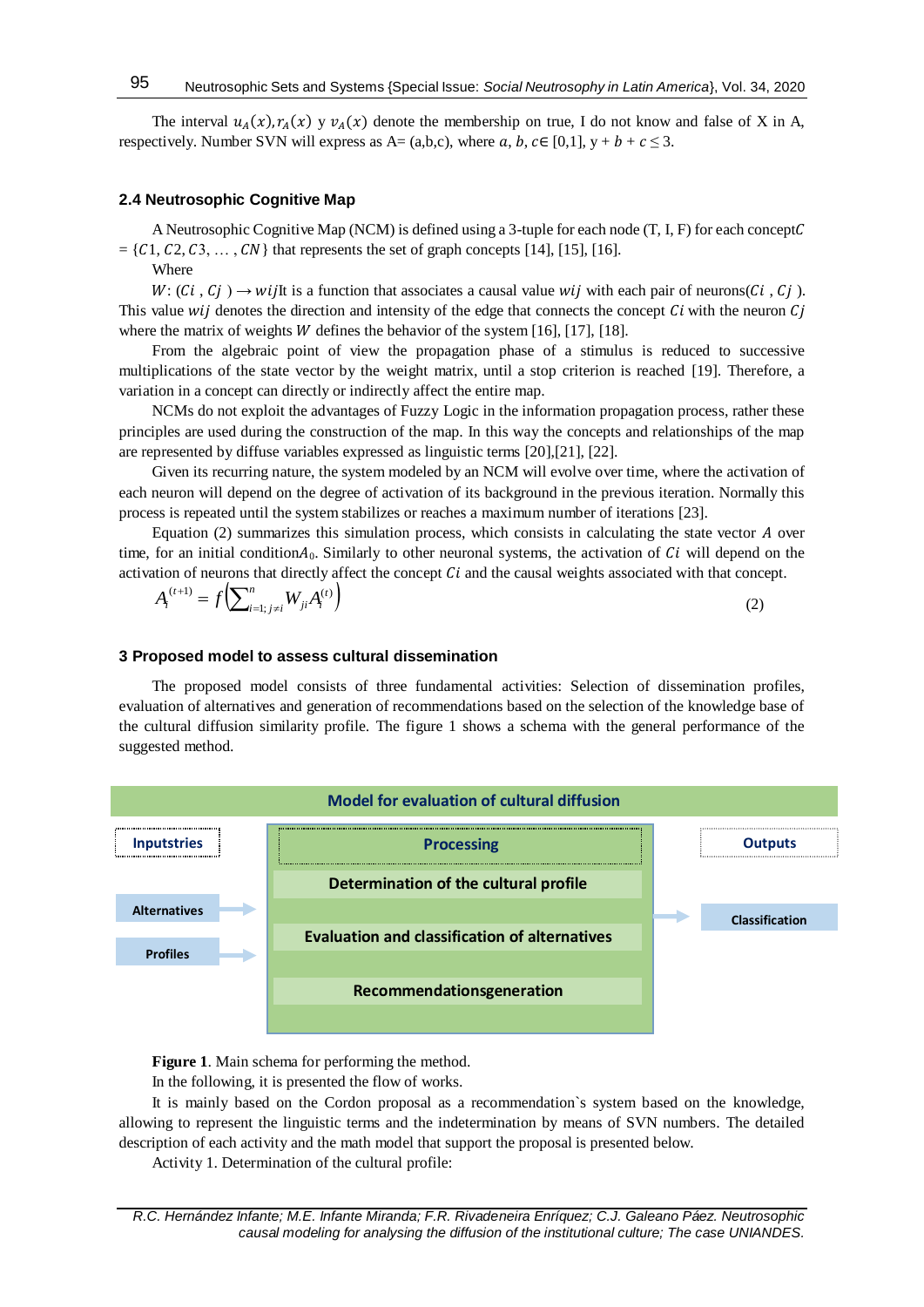The interval $u_A(x), r_A(x)$ y $v_A(x)$ denote the membership on true, I do not know and false of X in A, respectively. Number SVN will express as A= (a,b,c), where $a, b, c \in [0,1]$, y + $b$ + $c \leq 3$.

### 2.4 Neutrosophic Cognitive Map

A Neutrosophic Cognitive Map (NCM) is defined using a 3-tuple for each node (T, I, F) for each concept $C = \{C1, C2, C3, \dots, CN\}$ that represents the set of graph concepts [14], [15], [16].

Where

$W: (Ci, Cj) \rightarrow wij$ It is a function that associates a causal value $wij$ with each pair of neurons$(Ci, Cj)$. This value $wij$ denotes the direction and intensity of the edge that connects the concept $Ci$ with the neuron $Cj$ where the matrix of weights $W$ defines the behavior of the system [16], [17], [18].

From the algebraic point of view the propagation phase of a stimulus is reduced to successive multiplications of the state vector by the weight matrix, until a stop criterion is reached [19]. Therefore, a variation in a concept can directly or indirectly affect the entire map.

NCMs do not exploit the advantages of Fuzzy Logic in the information propagation process, rather these principles are used during the construction of the map. In this way the concepts and relationships of the map are represented by diffuse variables expressed as linguistic terms [20],[21], [22].

Given its recurring nature, the system modeled by an NCM will evolve over time, where the activation of each neuron will depend on the degree of activation of its background in the previous iteration. Normally this process is repeated until the system stabilizes or reaches a maximum number of iterations [23].

Equation (2) summarizes this simulation process, which consists in calculating the state vector $A$ over time, for an initial condition$A_0$. Similarly to other neuronal systems, the activation of $Ci$ will depend on the activation of neurons that directly affect the concept $Ci$ and the causal weights associated with that concept.

$$A_i^{(t+1)} = f\left(\sum_{i=1;\, j\neq i}^{n} W_{ji} A_i^{(t)}\right) \tag{2}$$

## 3 Proposed model to assess cultural dissemination

The proposed model consists of three fundamental activities: Selection of dissemination profiles, evaluation of alternatives and generation of recommendations based on the selection of the knowledge base of the cultural diffusion similarity profile. The figure 1 shows a schema with the general performance of the suggested method.

Model for evaluation of cultural diffusion

Inputstries: Alternatives, Profiles

Processing: Determination of the cultural profile; Evaluation and classification of alternatives; Recommendationsgeneration

Outputs: Classification

**Figure 1**. Main schema for performing the method.

In the following, it is presented the flow of works.

It is mainly based on the Cordon proposal as a recommendation`s system based on the knowledge, allowing to represent the linguistic terms and the indetermination by means of SVN numbers. The detailed description of each activity and the math model that support the proposal is presented below.

Activity 1. Determination of the cultural profile: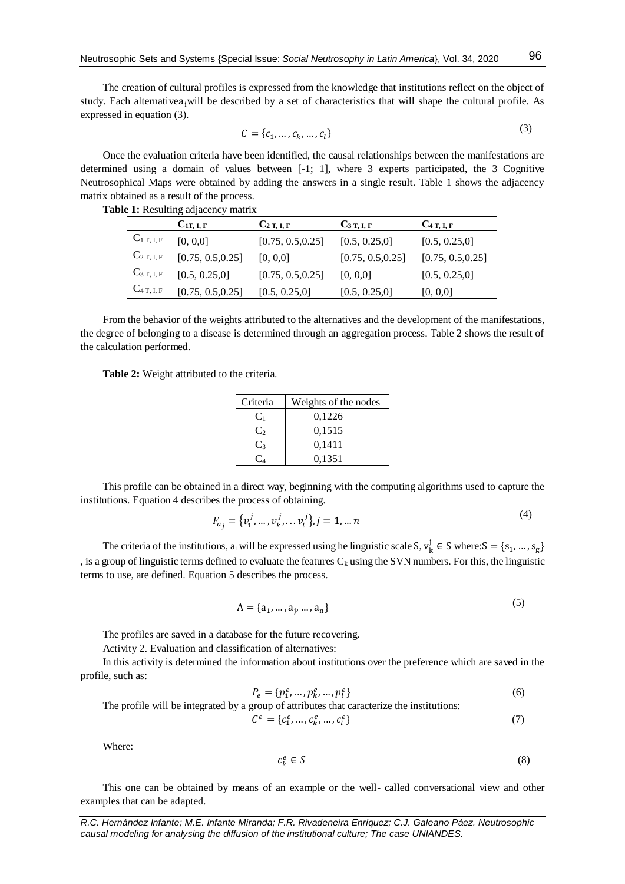The creation of cultural profiles is expressed from the knowledge that institutions reflect on the object of study. Each alternative $a_i$ will be described by a set of characteristics that will shape the cultural profile. As expressed in equation (3).

$$C = \{c_1, \dots, c_k, \dots, c_l\} \tag{3}$$

Once the evaluation criteria have been identified, the causal relationships between the manifestations are determined using a domain of values between [-1; 1], where 3 experts participated, the 3 Cognitive Neutrosophical Maps were obtained by adding the answers in a single result. Table 1 shows the adjacency matrix obtained as a result of the process.

**Table 1:** Resulting adjacency matrix

| | $C_{1T,I,F}$ | $C_{2T,I,F}$ | $C_{3T,I,F}$ | $C_{4T,I,F}$ |
|---|---|---|---|---|
| $C_{1T,I,F}$ | [0, 0,0] | [0.75, 0.5,0.25] | [0.5, 0.25,0] | [0.5, 0.25,0] |
| $C_{2T,I,F}$ | [0.75, 0.5,0.25] | [0, 0,0] | [0.75, 0.5,0.25] | [0.75, 0.5,0.25] |
| $C_{3T,I,F}$ | [0.5, 0.25,0] | [0.75, 0.5,0.25] | [0, 0,0] | [0.5, 0.25,0] |
| $C_{4T,I,F}$ | [0.75, 0.5,0.25] | [0.5, 0.25,0] | [0.5, 0.25,0] | [0, 0,0] |

From the behavior of the weights attributed to the alternatives and the development of the manifestations, the degree of belonging to a disease is determined through an aggregation process. Table 2 shows the result of the calculation performed.

**Table 2:** Weight attributed to the criteria.

| Criteria | Weights of the nodes |
|---|---|
| $C_1$ | 0,1226 |
| $C_2$ | 0,1515 |
| $C_3$ | 0,1411 |
| $C_4$ | 0,1351 |

This profile can be obtained in a direct way, beginning with the computing algorithms used to capture the institutions. Equation 4 describes the process of obtaining.

$$F_{a_j} = \{v_1^j, \dots, v_k^j, \dots v_l^j\}, j = 1, \dots n \tag{4}$$

The criteria of the institutions, $a_i$ will be expressed using he linguistic scale S, $v_k^j \in S$ where: $S = \{s_1, \dots, s_g\}$, is a group of linguistic terms defined to evaluate the features $C_k$ using the SVN numbers. For this, the linguistic terms to use, are defined. Equation 5 describes the process.

$$A = \{a_1, \dots, a_j, \dots, a_n\} \tag{5}$$

The profiles are saved in a database for the future recovering.

Activity 2. Evaluation and classification of alternatives:

In this activity is determined the information about institutions over the preference which are saved in the profile, such as:

$$P_e = \{p_1^e, \dots, p_k^e, \dots, p_l^e\} \tag{6}$$

The profile will be integrated by a group of attributes that caracterize the institutions:

$$C^e = \{c_1^e, \dots, c_k^e, \dots, c_l^e\} \tag{7}$$

Where:

$$c_k^e \in S \tag{8}$$

This one can be obtained by means of an example or the well- called conversational view and other examples that can be adapted.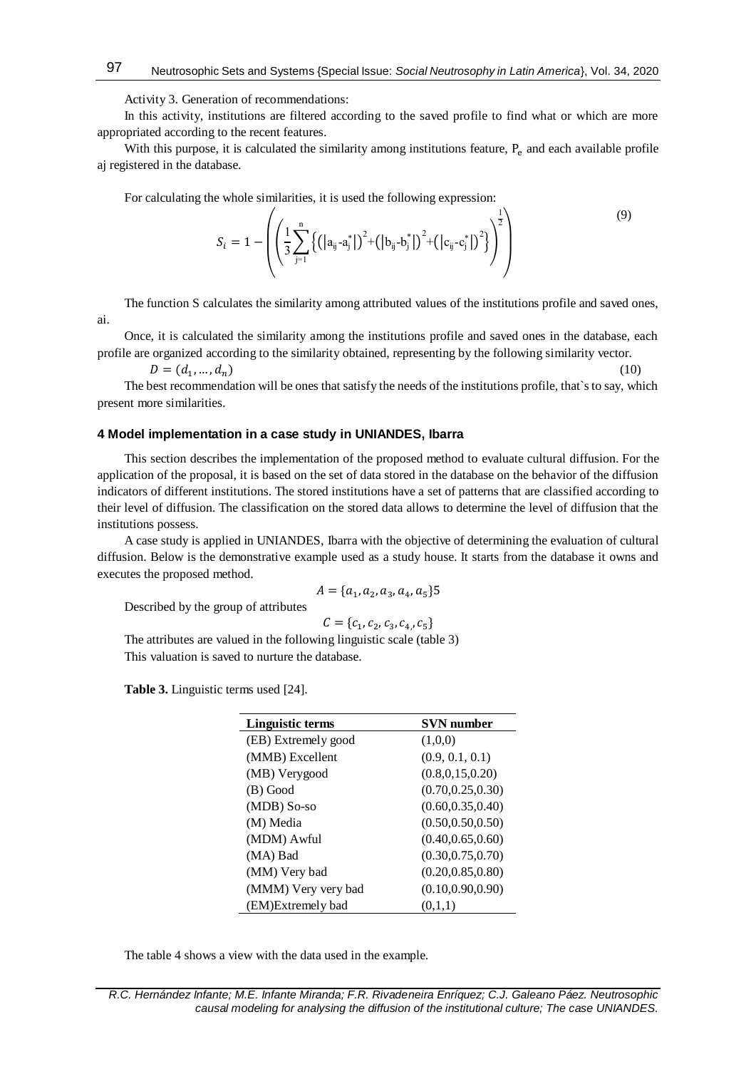Activity 3. Generation of recommendations:

In this activity, institutions are filtered according to the saved profile to find what or which are more appropriated according to the recent features.

With this purpose, it is calculated the similarity among institutions feature, $P_e$ and each available profile aj registered in the database.

For calculating the whole similarities, it is used the following expression:

$$S_i = 1 - \left( \left( \frac{1}{3} \sum_{j=1}^{n} \left\{ \left( \left| a_{ij} - a_j^* \right| \right)^2 + \left( \left| b_{ij} - b_j^* \right| \right)^2 + \left( \left| c_{ij} - c_j^* \right| \right)^2 \right\} \right)^{\frac{1}{2}} \right) \tag{9}$$

The function S calculates the similarity among attributed values of the institutions profile and saved ones, ai.

Once, it is calculated the similarity among the institutions profile and saved ones in the database, each profile are organized according to the similarity obtained, representing by the following similarity vector.

$$D = (d_1, \ldots, d_n) \tag{10}$$

The best recommendation will be ones that satisfy the needs of the institutions profile, that`s to say, which present more similarities.

## 4 Model implementation in a case study in UNIANDES, Ibarra

This section describes the implementation of the proposed method to evaluate cultural diffusion. For the application of the proposal, it is based on the set of data stored in the database on the behavior of the diffusion indicators of different institutions. The stored institutions have a set of patterns that are classified according to their level of diffusion. The classification on the stored data allows to determine the level of diffusion that the institutions possess.

A case study is applied in UNIANDES, Ibarra with the objective of determining the evaluation of cultural diffusion. Below is the demonstrative example used as a study house. It starts from the database it owns and executes the proposed method.

$$A = \{a_1, a_2, a_3, a_4, a_5\}5$$

Described by the group of attributes

$$C = \{c_1, c_2, c_3, c_{4,}, c_5\}$$

The attributes are valued in the following linguistic scale (table 3)

This valuation is saved to nurture the database.

**Table 3.** Linguistic terms used [24].

| Linguistic terms | SVN number |
|---|---|
| (EB) Extremely good | (1,0,0) |
| (MMB) Excellent | (0.9, 0.1, 0.1) |
| (MB) Verygood | (0.8,0,15,0.20) |
| (B) Good | (0.70,0.25,0.30) |
| (MDB) So-so | (0.60,0.35,0.40) |
| (M) Media | (0.50,0.50,0.50) |
| (MDM) Awful | (0.40,0.65,0.60) |
| (MA) Bad | (0.30,0.75,0.70) |
| (MM) Very bad | (0.20,0.85,0.80) |
| (MMM) Very very bad | (0.10,0.90,0.90) |
| (EM)Extremely bad | (0,1,1) |

The table 4 shows a view with the data used in the example.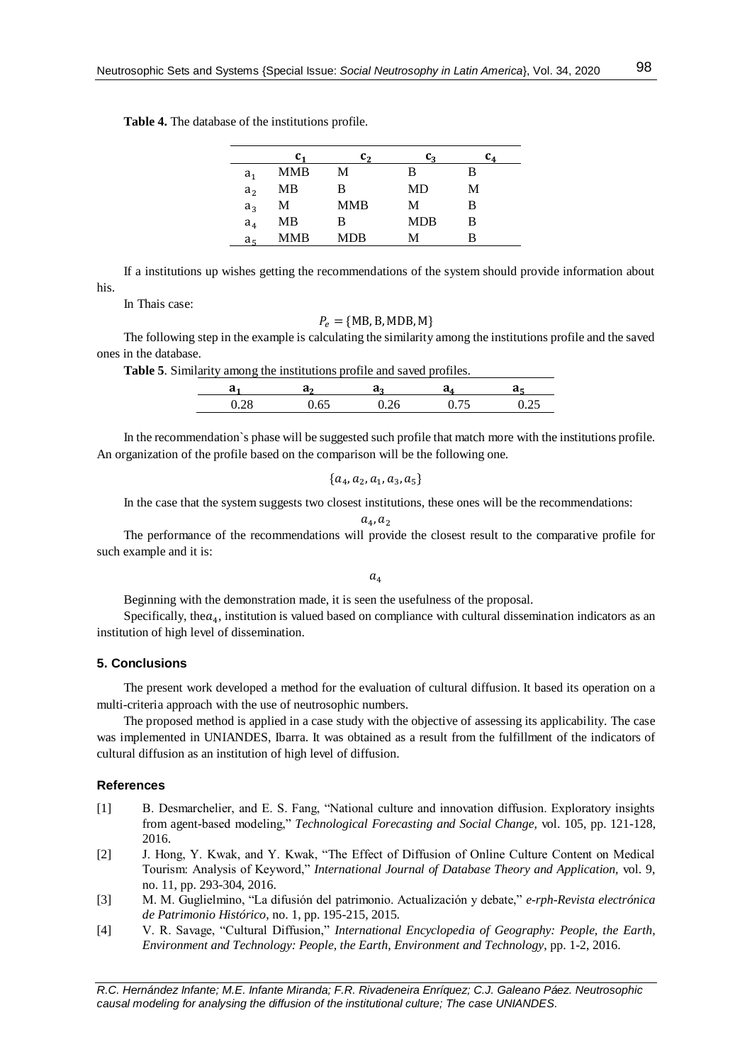**Table 4.** The database of the institutions profile.

| | $c_1$ | $c_2$ | $c_3$ | $c_4$ |
|---|---|---|---|---|
| $a_1$ | MMB | M | B | B |
| $a_2$ | MB | B | MD | M |
| $a_3$ | M | MMB | M | B |
| $a_4$ | MB | B | MDB | B |
| $a_5$ | MMB | MDB | M | B |

If a institutions up wishes getting the recommendations of the system should provide information about his.

In Thais case:

$$P_e = \{\text{MB, B, MDB, M}\}$$

The following step in the example is calculating the similarity among the institutions profile and the saved ones in the database.

**Table 5**. Similarity among the institutions profile and saved profiles.

| $a_1$ | $a_2$ | $a_3$ | $a_4$ | $a_5$ |
|---|---|---|---|---|
| 0.28 | 0.65 | 0.26 | 0.75 | 0.25 |

In the recommendation`s phase will be suggested such profile that match more with the institutions profile. An organization of the profile based on the comparison will be the following one.

$$\{a_4, a_2, a_1, a_3, a_5\}$$

In the case that the system suggests two closest institutions, these ones will be the recommendations:

$$a_4, a_2$$

The performance of the recommendations will provide the closest result to the comparative profile for such example and it is:

$$a_4$$

Beginning with the demonstration made, it is seen the usefulness of the proposal.

Specifically, the$a_4$, institution is valued based on compliance with cultural dissemination indicators as an institution of high level of dissemination.

## 5. Conclusions

The present work developed a method for the evaluation of cultural diffusion. It based its operation on a multi-criteria approach with the use of neutrosophic numbers.

The proposed method is applied in a case study with the objective of assessing its applicability. The case was implemented in UNIANDES, Ibarra. It was obtained as a result from the fulfillment of the indicators of cultural diffusion as an institution of high level of diffusion.

## References

[1] B. Desmarchelier, and E. S. Fang, "National culture and innovation diffusion. Exploratory insights from agent-based modeling," *Technological Forecasting and Social Change*, vol. 105, pp. 121-128, 2016.

[2] J. Hong, Y. Kwak, and Y. Kwak, "The Effect of Diffusion of Online Culture Content on Medical Tourism: Analysis of Keyword," *International Journal of Database Theory and Application*, vol. 9, no. 11, pp. 293-304, 2016.

[3] M. M. Guglielmino, "La difusión del patrimonio. Actualización y debate," *e-rph-Revista electrónica de Patrimonio Histórico*, no. 1, pp. 195-215, 2015.

[4] V. R. Savage, "Cultural Diffusion," *International Encyclopedia of Geography: People, the Earth, Environment and Technology: People, the Earth, Environment and Technology*, pp. 1-2, 2016.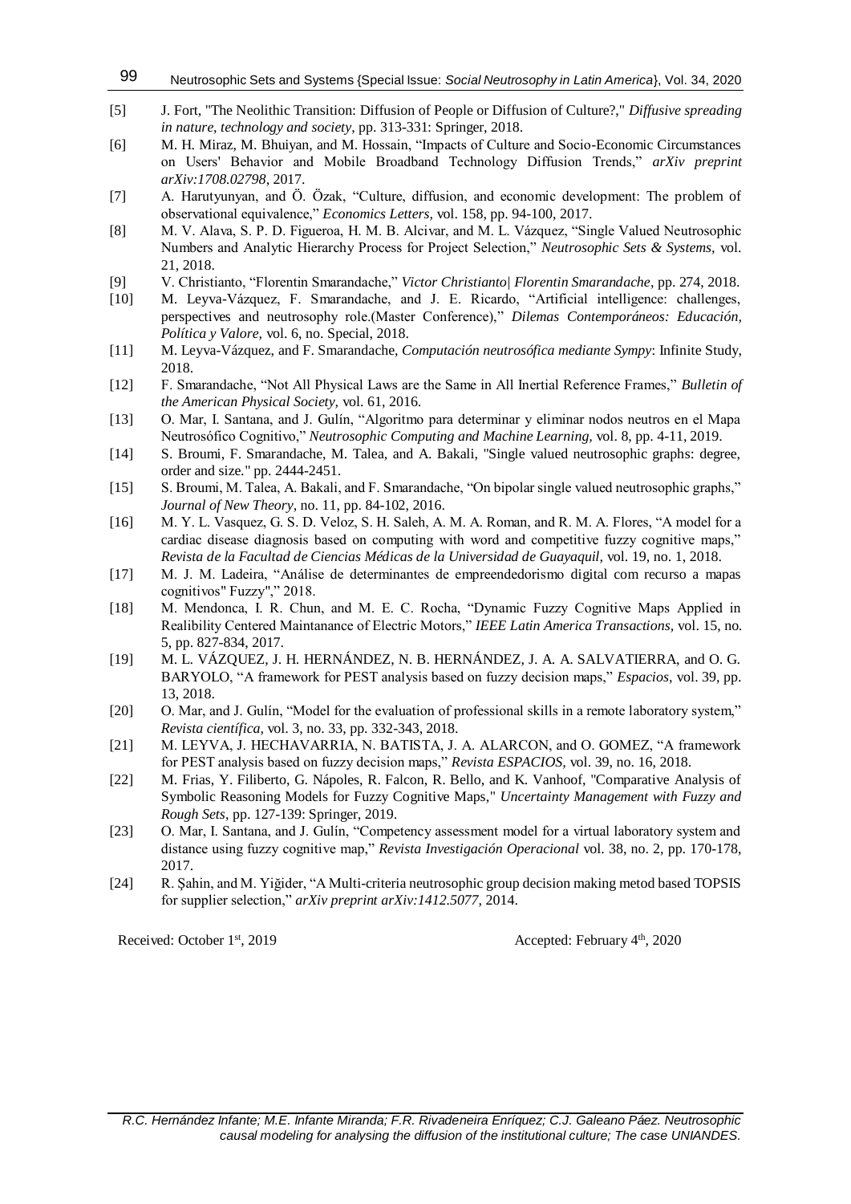[5] J. Fort, "The Neolithic Transition: Diffusion of People or Diffusion of Culture?," *Diffusive spreading in nature, technology and society*, pp. 313-331: Springer, 2018.

[6] M. H. Miraz, M. Bhuiyan, and M. Hossain, "Impacts of Culture and Socio-Economic Circumstances on Users' Behavior and Mobile Broadband Technology Diffusion Trends," *arXiv preprint arXiv:1708.02798*, 2017.

[7] A. Harutyunyan, and Ö. Özak, "Culture, diffusion, and economic development: The problem of observational equivalence," *Economics Letters,* vol. 158, pp. 94-100, 2017.

[8] M. V. Alava, S. P. D. Figueroa, H. M. B. Alcivar, and M. L. Vázquez, "Single Valued Neutrosophic Numbers and Analytic Hierarchy Process for Project Selection," *Neutrosophic Sets & Systems,* vol. 21, 2018.

[9] V. Christianto, "Florentin Smarandache," *Victor Christianto| Florentin Smarandache*, pp. 274, 2018.

[10] M. Leyva-Vázquez, F. Smarandache, and J. E. Ricardo, "Artificial intelligence: challenges, perspectives and neutrosophy role.(Master Conference)," *Dilemas Contemporáneos: Educación, Política y Valore,* vol. 6, no. Special, 2018.

[11] M. Leyva-Vázquez, and F. Smarandache, *Computación neutrosófica mediante Sympy*: Infinite Study, 2018.

[12] F. Smarandache, "Not All Physical Laws are the Same in All Inertial Reference Frames," *Bulletin of the American Physical Society,* vol. 61, 2016.

[13] O. Mar, I. Santana, and J. Gulín, "Algoritmo para determinar y eliminar nodos neutros en el Mapa Neutrosófico Cognitivo," *Neutrosophic Computing and Machine Learning,* vol. 8, pp. 4-11, 2019.

[14] S. Broumi, F. Smarandache, M. Talea, and A. Bakali, "Single valued neutrosophic graphs: degree, order and size." pp. 2444-2451.

[15] S. Broumi, M. Talea, A. Bakali, and F. Smarandache, "On bipolar single valued neutrosophic graphs," *Journal of New Theory,* no. 11, pp. 84-102, 2016.

[16] M. Y. L. Vasquez, G. S. D. Veloz, S. H. Saleh, A. M. A. Roman, and R. M. A. Flores, "A model for a cardiac disease diagnosis based on computing with word and competitive fuzzy cognitive maps," *Revista de la Facultad de Ciencias Médicas de la Universidad de Guayaquil,* vol. 19, no. 1, 2018.

[17] M. J. M. Ladeira, "Análise de determinantes de empreendedorismo digital com recurso a mapas cognitivos" Fuzzy"," 2018.

[18] M. Mendonca, I. R. Chun, and M. E. C. Rocha, "Dynamic Fuzzy Cognitive Maps Applied in Realibility Centered Maintanance of Electric Motors," *IEEE Latin America Transactions,* vol. 15, no. 5, pp. 827-834, 2017.

[19] M. L. VÁZQUEZ, J. H. HERNÁNDEZ, N. B. HERNÁNDEZ, J. A. A. SALVATIERRA, and O. G. BARYOLO, "A framework for PEST analysis based on fuzzy decision maps," *Espacios,* vol. 39, pp. 13, 2018.

[20] O. Mar, and J. Gulín, "Model for the evaluation of professional skills in a remote laboratory system," *Revista científica,* vol. 3, no. 33, pp. 332-343, 2018.

[21] M. LEYVA, J. HECHAVARRIA, N. BATISTA, J. A. ALARCON, and O. GOMEZ, "A framework for PEST analysis based on fuzzy decision maps," *Revista ESPACIOS,* vol. 39, no. 16, 2018.

[22] M. Frias, Y. Filiberto, G. Nápoles, R. Falcon, R. Bello, and K. Vanhoof, "Comparative Analysis of Symbolic Reasoning Models for Fuzzy Cognitive Maps," *Uncertainty Management with Fuzzy and Rough Sets*, pp. 127-139: Springer, 2019.

[23] O. Mar, I. Santana, and J. Gulín, "Competency assessment model for a virtual laboratory system and distance using fuzzy cognitive map," *Revista Investigación Operacional* vol. 38, no. 2, pp. 170-178, 2017.

[24] R. Şahin, and M. Yiğider, "A Multi-criteria neutrosophic group decision making metod based TOPSIS for supplier selection," *arXiv preprint arXiv:1412.5077*, 2014.

Received: October 1st, 2019 Accepted: February 4th, 2020